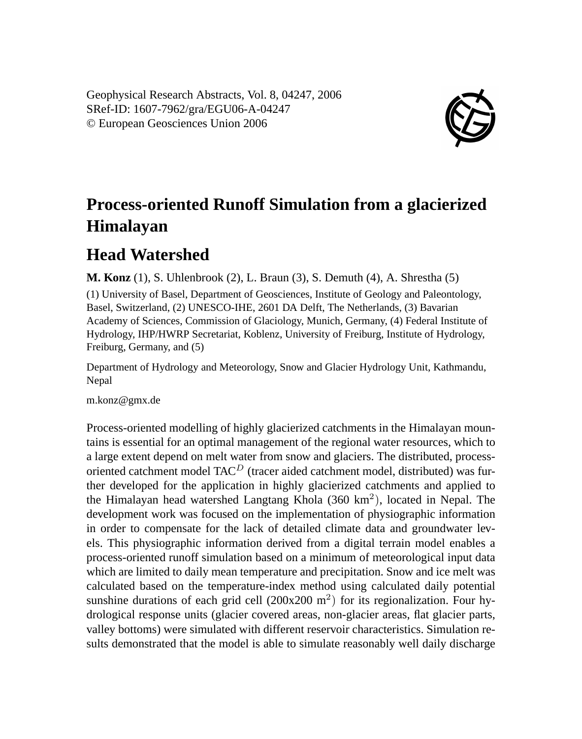Geophysical Research Abstracts, Vol. 8, 04247, 2006
SRef-ID: 1607-7962/gra/EGU06-A-04247
© European Geosciences Union 2006

# Process-oriented Runoff Simulation from a glacierized Himalayan

# Head Watershed

**M. Konz** (1), S. Uhlenbrook (2), L. Braun (3), S. Demuth (4), A. Shrestha (5)

(1) University of Basel, Department of Geosciences, Institute of Geology and Paleontology, Basel, Switzerland, (2) UNESCO-IHE, 2601 DA Delft, The Netherlands, (3) Bavarian Academy of Sciences, Commission of Glaciology, Munich, Germany, (4) Federal Institute of Hydrology, IHP/HWRP Secretariat, Koblenz, University of Freiburg, Institute of Hydrology, Freiburg, Germany, and (5)

Department of Hydrology and Meteorology, Snow and Glacier Hydrology Unit, Kathmandu, Nepal

m.konz@gmx.de

Process-oriented modelling of highly glacierized catchments in the Himalayan mountains is essential for an optimal management of the regional water resources, which to a large extent depend on melt water from snow and glaciers. The distributed, process-oriented catchment model TAC$^D$ (tracer aided catchment model, distributed) was further developed for the application in highly glacierized catchments and applied to the Himalayan head watershed Langtang Khola (360 km$^2$), located in Nepal. The development work was focused on the implementation of physiographic information in order to compensate for the lack of detailed climate data and groundwater levels. This physiographic information derived from a digital terrain model enables a process-oriented runoff simulation based on a minimum of meteorological input data which are limited to daily mean temperature and precipitation. Snow and ice melt was calculated based on the temperature-index method using calculated daily potential sunshine durations of each grid cell (200x200 m$^2$) for its regionalization. Four hydrological response units (glacier covered areas, non-glacier areas, flat glacier parts, valley bottoms) were simulated with different reservoir characteristics. Simulation results demonstrated that the model is able to simulate reasonably well daily discharge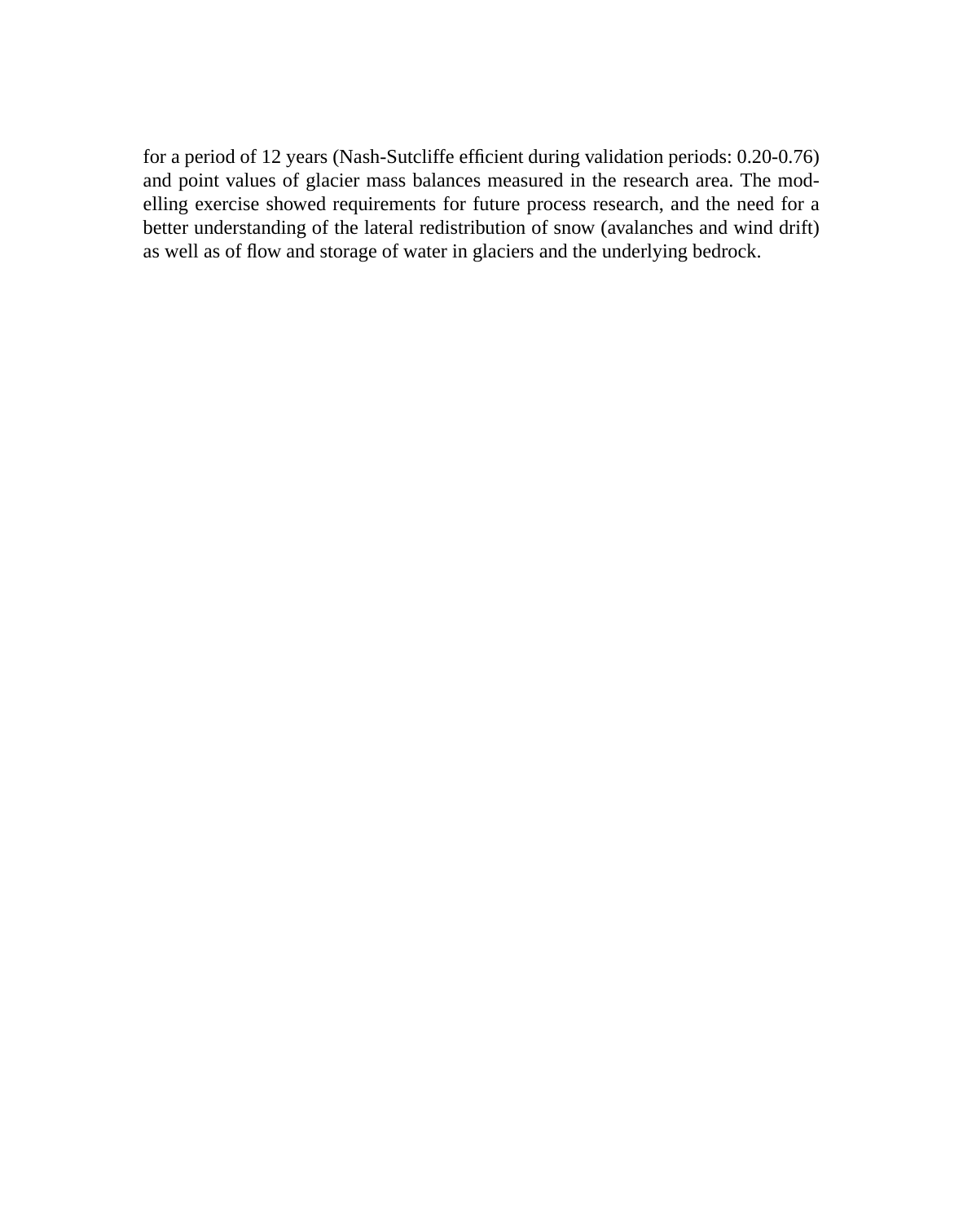for a period of 12 years (Nash-Sutcliffe efficient during validation periods: 0.20-0.76) and point values of glacier mass balances measured in the research area. The modelling exercise showed requirements for future process research, and the need for a better understanding of the lateral redistribution of snow (avalanches and wind drift) as well as of flow and storage of water in glaciers and the underlying bedrock.